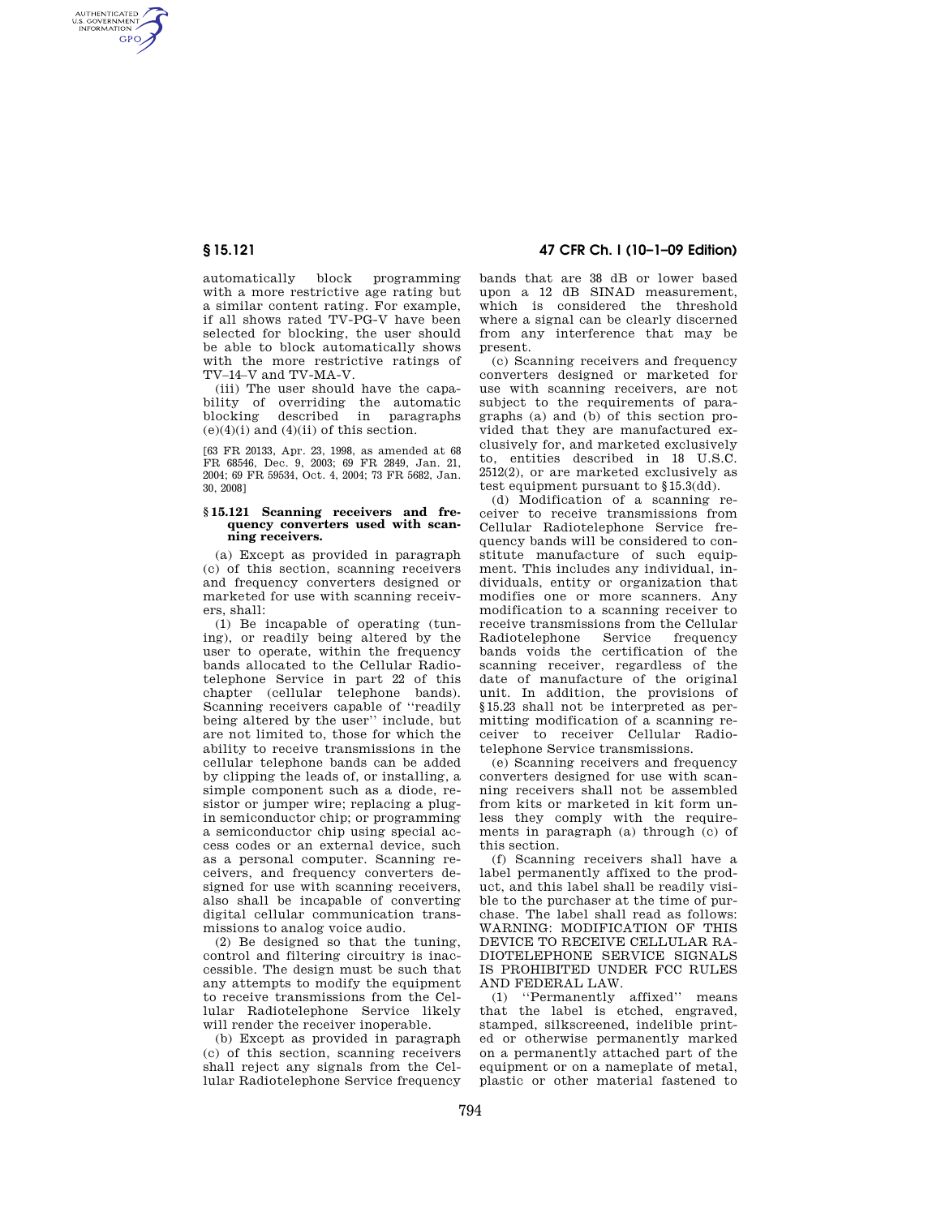automatically block programming with a more restrictive age rating but a similar content rating. For example, if all shows rated TV-PG-V have been selected for blocking, the user should be able to block automatically shows with the more restrictive ratings of TV–14–V and TV-MA-V.

(iii) The user should have the capability of overriding the automatic blocking described in paragraphs (e)(4)(i) and (4)(ii) of this section.

[63 FR 20133, Apr. 23, 1998, as amended at 68 FR 68546, Dec. 9, 2003; 69 FR 2849, Jan. 21, 2004; 69 FR 59534, Oct. 4, 2004; 73 FR 5682, Jan. 30, 2008]

## § 15.121 Scanning receivers and frequency converters used with scanning receivers.

(a) Except as provided in paragraph (c) of this section, scanning receivers and frequency converters designed or marketed for use with scanning receivers, shall:

(1) Be incapable of operating (tuning), or readily being altered by the user to operate, within the frequency bands allocated to the Cellular Radiotelephone Service in part 22 of this chapter (cellular telephone bands). Scanning receivers capable of "readily being altered by the user" include, but are not limited to, those for which the ability to receive transmissions in the cellular telephone bands can be added by clipping the leads of, or installing, a simple component such as a diode, resistor or jumper wire; replacing a plug-in semiconductor chip; or programming a semiconductor chip using special access codes or an external device, such as a personal computer. Scanning receivers, and frequency converters designed for use with scanning receivers, also shall be incapable of converting digital cellular communication transmissions to analog voice audio.

(2) Be designed so that the tuning, control and filtering circuitry is inaccessible. The design must be such that any attempts to modify the equipment to receive transmissions from the Cellular Radiotelephone Service likely will render the receiver inoperable.

(b) Except as provided in paragraph (c) of this section, scanning receivers shall reject any signals from the Cellular Radiotelephone Service frequency bands that are 38 dB or lower based upon a 12 dB SINAD measurement, which is considered the threshold where a signal can be clearly discerned from any interference that may be present.

(c) Scanning receivers and frequency converters designed or marketed for use with scanning receivers, are not subject to the requirements of paragraphs (a) and (b) of this section provided that they are manufactured exclusively for, and marketed exclusively to, entities described in 18 U.S.C. 2512(2), or are marketed exclusively as test equipment pursuant to §15.3(dd).

(d) Modification of a scanning receiver to receive transmissions from Cellular Radiotelephone Service frequency bands will be considered to constitute manufacture of such equipment. This includes any individual, individuals, entity or organization that modifies one or more scanners. Any modification to a scanning receiver to receive transmissions from the Cellular Radiotelephone Service frequency bands voids the certification of the scanning receiver, regardless of the date of manufacture of the original unit. In addition, the provisions of §15.23 shall not be interpreted as permitting modification of a scanning receiver to receiver Cellular Radiotelephone Service transmissions.

(e) Scanning receivers and frequency converters designed for use with scanning receivers shall not be assembled from kits or marketed in kit form unless they comply with the requirements in paragraph (a) through (c) of this section.

(f) Scanning receivers shall have a label permanently affixed to the product, and this label shall be readily visible to the purchaser at the time of purchase. The label shall read as follows: WARNING: MODIFICATION OF THIS DEVICE TO RECEIVE CELLULAR RADIOTELEPHONE SERVICE SIGNALS IS PROHIBITED UNDER FCC RULES AND FEDERAL LAW.

(1) "Permanently affixed" means that the label is etched, engraved, stamped, silkscreened, indelible printed or otherwise permanently marked on a permanently attached part of the equipment or on a nameplate of metal, plastic or other material fastened to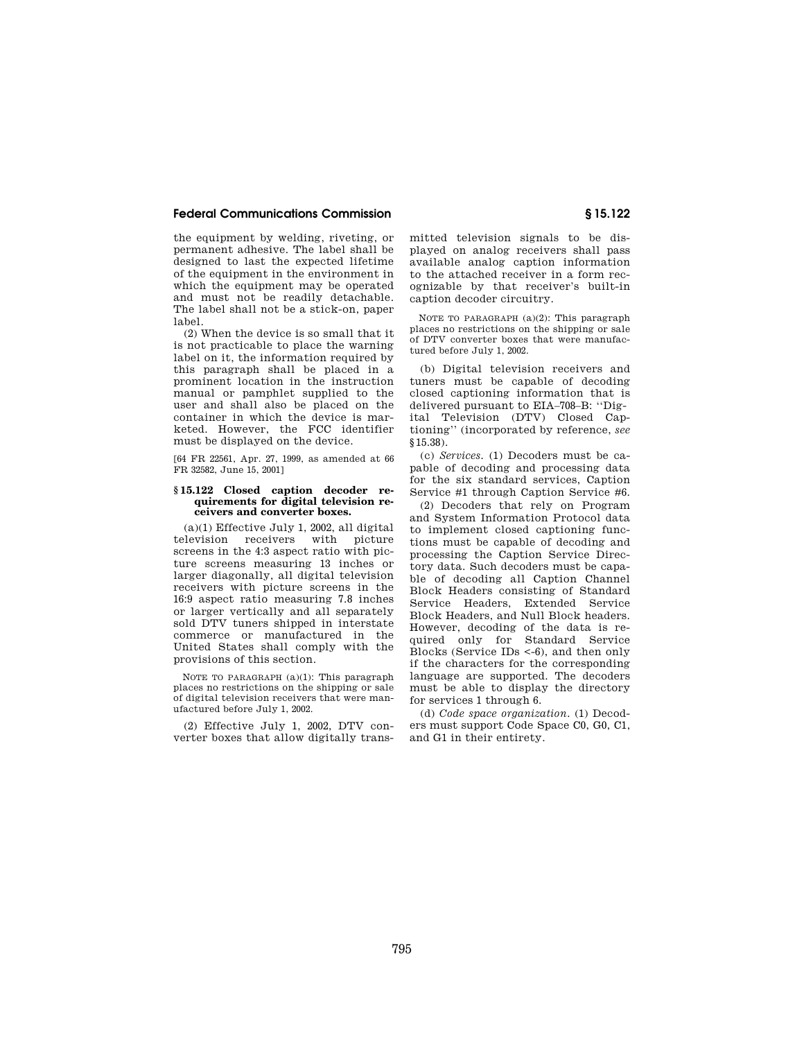the equipment by welding, riveting, or permanent adhesive. The label shall be designed to last the expected lifetime of the equipment in the environment in which the equipment may be operated and must not be readily detachable. The label shall not be a stick-on, paper label.

(2) When the device is so small that it is not practicable to place the warning label on it, the information required by this paragraph shall be placed in a prominent location in the instruction manual or pamphlet supplied to the user and shall also be placed on the container in which the device is marketed. However, the FCC identifier must be displayed on the device.

[64 FR 22561, Apr. 27, 1999, as amended at 66 FR 32582, June 15, 2001]

### § 15.122 Closed caption decoder requirements for digital television receivers and converter boxes.

(a)(1) Effective July 1, 2002, all digital television receivers with picture screens in the 4:3 aspect ratio with picture screens measuring 13 inches or larger diagonally, all digital television receivers with picture screens in the 16:9 aspect ratio measuring 7.8 inches or larger vertically and all separately sold DTV tuners shipped in interstate commerce or manufactured in the United States shall comply with the provisions of this section.

NOTE TO PARAGRAPH (a)(1): This paragraph places no restrictions on the shipping or sale of digital television receivers that were manufactured before July 1, 2002.

(2) Effective July 1, 2002, DTV converter boxes that allow digitally transmitted television signals to be displayed on analog receivers shall pass available analog caption information to the attached receiver in a form recognizable by that receiver's built-in caption decoder circuitry.

NOTE TO PARAGRAPH (a)(2): This paragraph places no restrictions on the shipping or sale of DTV converter boxes that were manufactured before July 1, 2002.

(b) Digital television receivers and tuners must be capable of decoding closed captioning information that is delivered pursuant to EIA–708–B: ''Digital Television (DTV) Closed Captioning'' (incorporated by reference, *see* § 15.38).

(c) *Services*. (1) Decoders must be capable of decoding and processing data for the six standard services, Caption Service #1 through Caption Service #6.

(2) Decoders that rely on Program and System Information Protocol data to implement closed captioning functions must be capable of decoding and processing the Caption Service Directory data. Such decoders must be capable of decoding all Caption Channel Block Headers consisting of Standard Service Headers, Extended Service Block Headers, and Null Block headers. However, decoding of the data is required only for Standard Service Blocks (Service IDs <-6), and then only if the characters for the corresponding language are supported. The decoders must be able to display the directory for services 1 through 6.

(d) *Code space organization*. (1) Decoders must support Code Space C0, G0, C1, and G1 in their entirety.